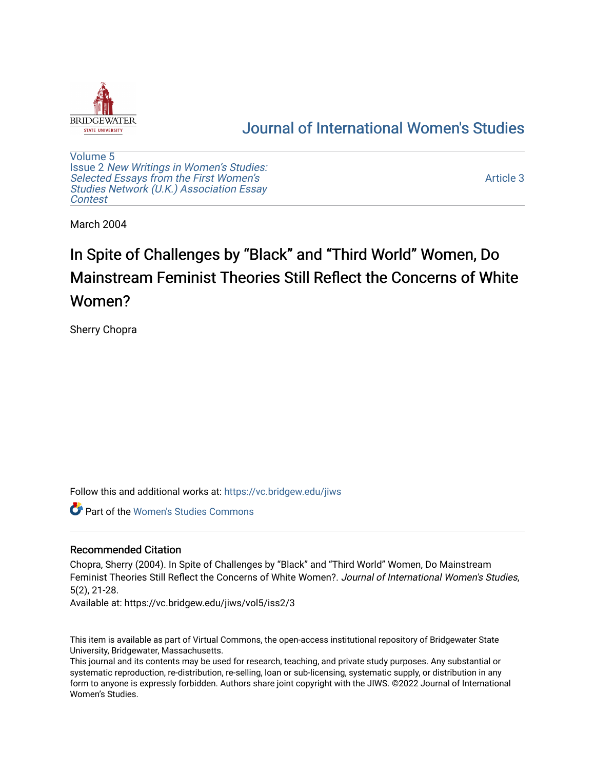Journal of International Women's Studies

Volume 5
Issue 2 *New Writings in Women's Studies: Selected Essays from the First Women's Studies Network (U.K.) Association Essay Contest*

Article 3

March 2004

# In Spite of Challenges by "Black" and "Third World" Women, Do Mainstream Feminist Theories Still Reflect the Concerns of White Women?

Sherry Chopra

Follow this and additional works at: https://vc.bridgew.edu/jiws

Part of the Women's Studies Commons

## Recommended Citation

Chopra, Sherry (2004). In Spite of Challenges by "Black" and "Third World" Women, Do Mainstream Feminist Theories Still Reflect the Concerns of White Women?. *Journal of International Women's Studies*, 5(2), 21-28.
Available at: https://vc.bridgew.edu/jiws/vol5/iss2/3

This item is available as part of Virtual Commons, the open-access institutional repository of Bridgewater State University, Bridgewater, Massachusetts.
This journal and its contents may be used for research, teaching, and private study purposes. Any substantial or systematic reproduction, re-distribution, re-selling, loan or sub-licensing, systematic supply, or distribution in any form to anyone is expressly forbidden. Authors share joint copyright with the JIWS. ©2022 Journal of International Women's Studies.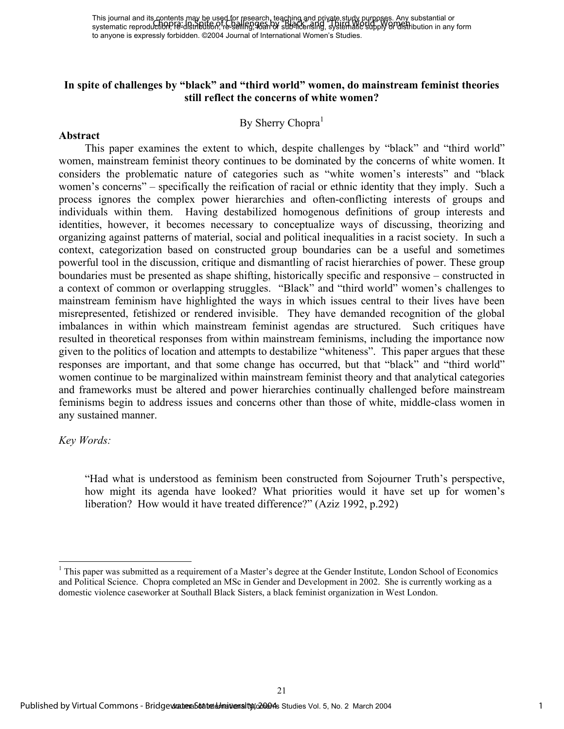**In spite of challenges by "black" and "third world" women, do mainstream feminist theories still reflect the concerns of white women?**

By Sherry Chopra[1]

**Abstract**

This paper examines the extent to which, despite challenges by "black" and "third world" women, mainstream feminist theory continues to be dominated by the concerns of white women. It considers the problematic nature of categories such as "white women's interests" and "black women's concerns" – specifically the reification of racial or ethnic identity that they imply. Such a process ignores the complex power hierarchies and often-conflicting interests of groups and individuals within them. Having destabilized homogenous definitions of group interests and identities, however, it becomes necessary to conceptualize ways of discussing, theorizing and organizing against patterns of material, social and political inequalities in a racist society. In such a context, categorization based on constructed group boundaries can be a useful and sometimes powerful tool in the discussion, critique and dismantling of racist hierarchies of power. These group boundaries must be presented as shape shifting, historically specific and responsive – constructed in a context of common or overlapping struggles. "Black" and "third world" women's challenges to mainstream feminism have highlighted the ways in which issues central to their lives have been misrepresented, fetishized or rendered invisible. They have demanded recognition of the global imbalances in within which mainstream feminist agendas are structured. Such critiques have resulted in theoretical responses from within mainstream feminisms, including the importance now given to the politics of location and attempts to destabilize "whiteness". This paper argues that these responses are important, and that some change has occurred, but that "black" and "third world" women continue to be marginalized within mainstream feminist theory and that analytical categories and frameworks must be altered and power hierarchies continually challenged before mainstream feminisms begin to address issues and concerns other than those of white, middle-class women in any sustained manner.

*Key Words:*

> "Had what is understood as feminism been constructed from Sojourner Truth's perspective, how might its agenda have looked? What priorities would it have set up for women's liberation? How would it have treated difference?" (Aziz 1992, p.292)

---

[1] This paper was submitted as a requirement of a Master's degree at the Gender Institute, London School of Economics and Political Science. Chopra completed an MSc in Gender and Development in 2002. She is currently working as a domestic violence caseworker at Southall Black Sisters, a black feminist organization in West London.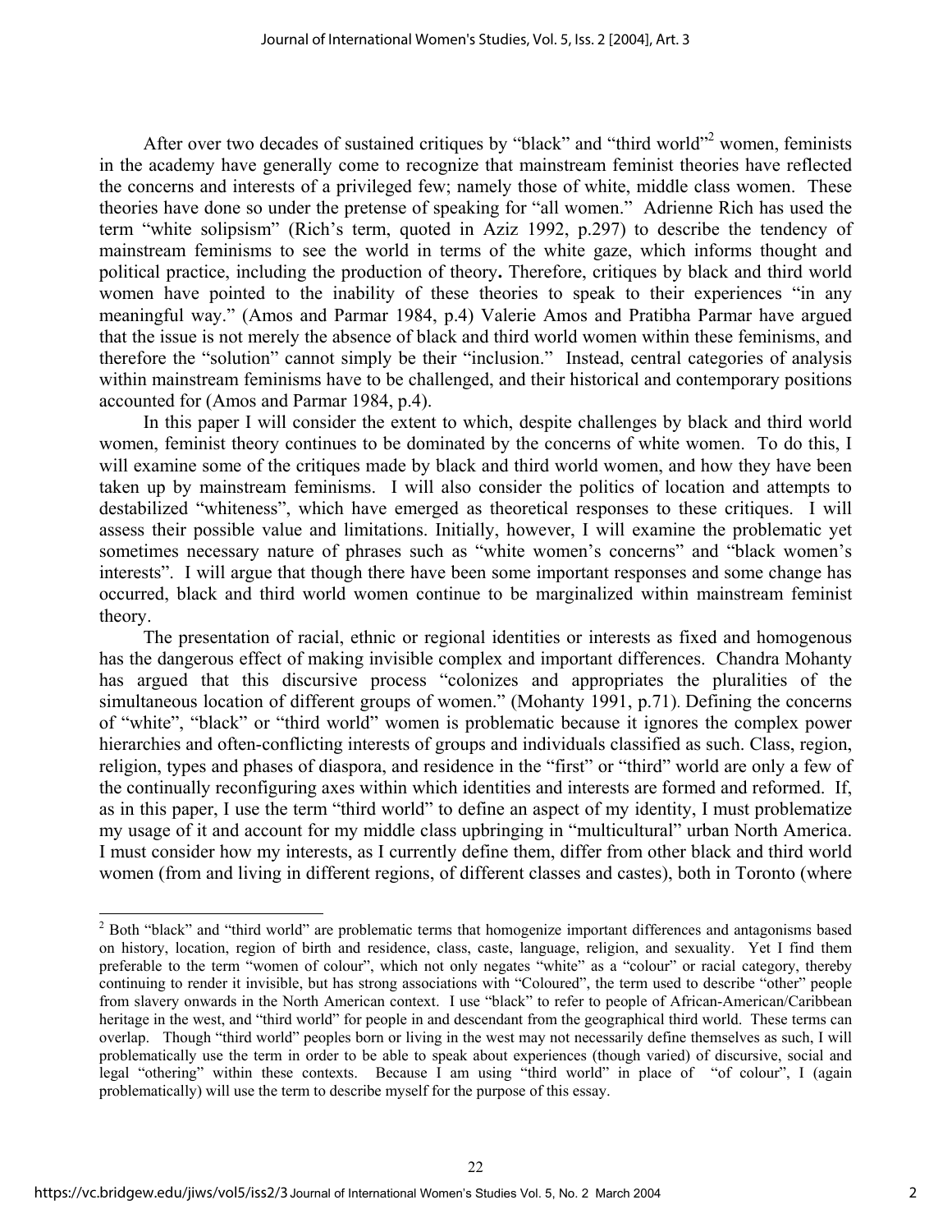After over two decades of sustained critiques by "black" and "third world"[2] women, feminists in the academy have generally come to recognize that mainstream feminist theories have reflected the concerns and interests of a privileged few; namely those of white, middle class women. These theories have done so under the pretense of speaking for "all women." Adrienne Rich has used the term "white solipsism" (Rich's term, quoted in Aziz 1992, p.297) to describe the tendency of mainstream feminisms to see the world in terms of the white gaze, which informs thought and political practice, including the production of theory**.** Therefore, critiques by black and third world women have pointed to the inability of these theories to speak to their experiences "in any meaningful way." (Amos and Parmar 1984, p.4) Valerie Amos and Pratibha Parmar have argued that the issue is not merely the absence of black and third world women within these feminisms, and therefore the "solution" cannot simply be their "inclusion." Instead, central categories of analysis within mainstream feminisms have to be challenged, and their historical and contemporary positions accounted for (Amos and Parmar 1984, p.4).

In this paper I will consider the extent to which, despite challenges by black and third world women, feminist theory continues to be dominated by the concerns of white women. To do this, I will examine some of the critiques made by black and third world women, and how they have been taken up by mainstream feminisms. I will also consider the politics of location and attempts to destabilized "whiteness", which have emerged as theoretical responses to these critiques. I will assess their possible value and limitations. Initially, however, I will examine the problematic yet sometimes necessary nature of phrases such as "white women's concerns" and "black women's interests". I will argue that though there have been some important responses and some change has occurred, black and third world women continue to be marginalized within mainstream feminist theory.

The presentation of racial, ethnic or regional identities or interests as fixed and homogenous has the dangerous effect of making invisible complex and important differences. Chandra Mohanty has argued that this discursive process "colonizes and appropriates the pluralities of the simultaneous location of different groups of women." (Mohanty 1991, p.71). Defining the concerns of "white", "black" or "third world" women is problematic because it ignores the complex power hierarchies and often-conflicting interests of groups and individuals classified as such. Class, region, religion, types and phases of diaspora, and residence in the "first" or "third" world are only a few of the continually reconfiguring axes within which identities and interests are formed and reformed. If, as in this paper, I use the term "third world" to define an aspect of my identity, I must problematize my usage of it and account for my middle class upbringing in "multicultural" urban North America. I must consider how my interests, as I currently define them, differ from other black and third world women (from and living in different regions, of different classes and castes), both in Toronto (where

---

[2] Both "black" and "third world" are problematic terms that homogenize important differences and antagonisms based on history, location, region of birth and residence, class, caste, language, religion, and sexuality. Yet I find them preferable to the term "women of colour", which not only negates "white" as a "colour" or racial category, thereby continuing to render it invisible, but has strong associations with "Coloured", the term used to describe "other" people from slavery onwards in the North American context. I use "black" to refer to people of African-American/Caribbean heritage in the west, and "third world" for people in and descendant from the geographical third world. These terms can overlap. Though "third world" peoples born or living in the west may not necessarily define themselves as such, I will problematically use the term in order to be able to speak about experiences (though varied) of discursive, social and legal "othering" within these contexts. Because I am using "third world" in place of "of colour", I (again problematically) will use the term to describe myself for the purpose of this essay.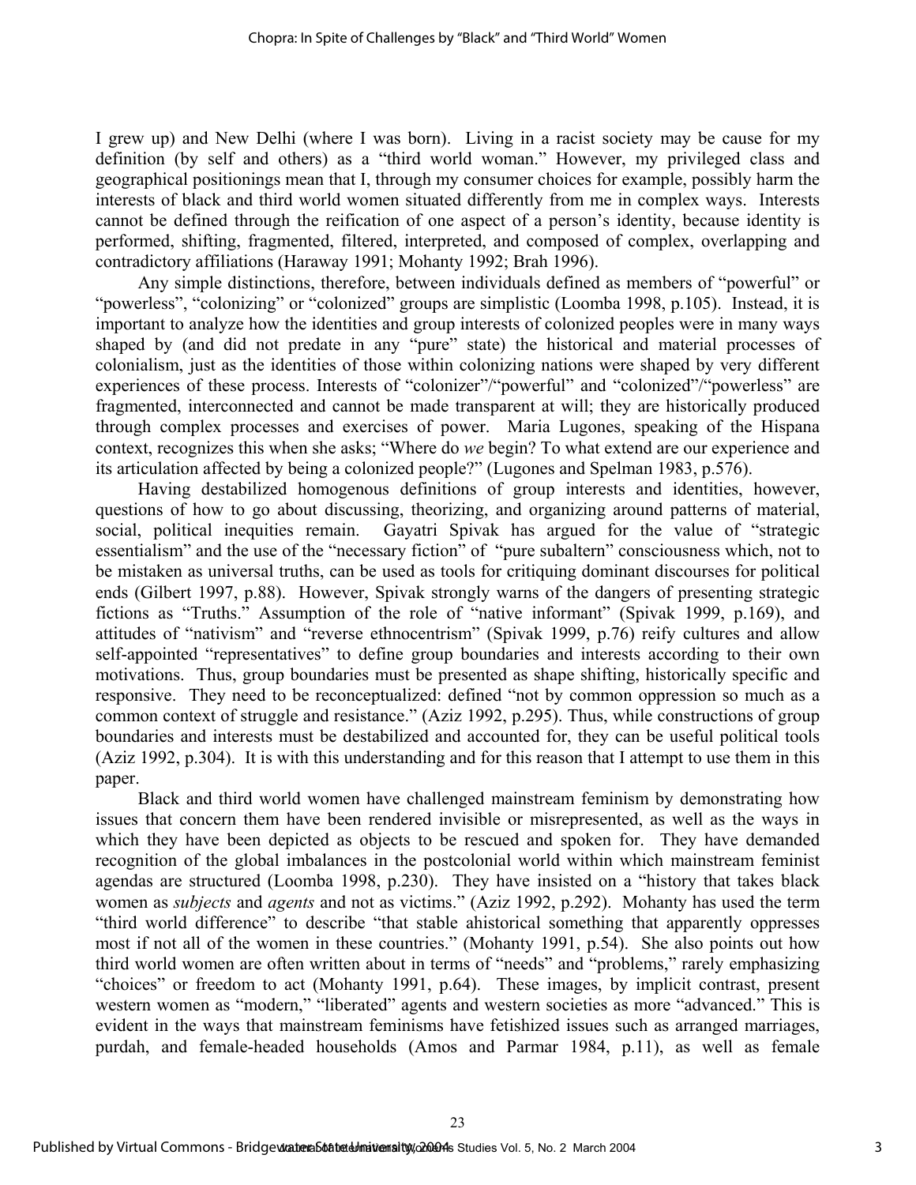I grew up) and New Delhi (where I was born). Living in a racist society may be cause for my definition (by self and others) as a "third world woman." However, my privileged class and geographical positionings mean that I, through my consumer choices for example, possibly harm the interests of black and third world women situated differently from me in complex ways. Interests cannot be defined through the reification of one aspect of a person's identity, because identity is performed, shifting, fragmented, filtered, interpreted, and composed of complex, overlapping and contradictory affiliations (Haraway 1991; Mohanty 1992; Brah 1996).

Any simple distinctions, therefore, between individuals defined as members of "powerful" or "powerless", "colonizing" or "colonized" groups are simplistic (Loomba 1998, p.105). Instead, it is important to analyze how the identities and group interests of colonized peoples were in many ways shaped by (and did not predate in any "pure" state) the historical and material processes of colonialism, just as the identities of those within colonizing nations were shaped by very different experiences of these process. Interests of "colonizer"/"powerful" and "colonized"/"powerless" are fragmented, interconnected and cannot be made transparent at will; they are historically produced through complex processes and exercises of power. Maria Lugones, speaking of the Hispana context, recognizes this when she asks; "Where do *we* begin? To what extend are our experience and its articulation affected by being a colonized people?" (Lugones and Spelman 1983, p.576).

Having destabilized homogenous definitions of group interests and identities, however, questions of how to go about discussing, theorizing, and organizing around patterns of material, social, political inequities remain. Gayatri Spivak has argued for the value of "strategic essentialism" and the use of the "necessary fiction" of "pure subaltern" consciousness which, not to be mistaken as universal truths, can be used as tools for critiquing dominant discourses for political ends (Gilbert 1997, p.88). However, Spivak strongly warns of the dangers of presenting strategic fictions as "Truths." Assumption of the role of "native informant" (Spivak 1999, p.169), and attitudes of "nativism" and "reverse ethnocentrism" (Spivak 1999, p.76) reify cultures and allow self-appointed "representatives" to define group boundaries and interests according to their own motivations. Thus, group boundaries must be presented as shape shifting, historically specific and responsive. They need to be reconceptualized: defined "not by common oppression so much as a common context of struggle and resistance." (Aziz 1992, p.295). Thus, while constructions of group boundaries and interests must be destabilized and accounted for, they can be useful political tools (Aziz 1992, p.304). It is with this understanding and for this reason that I attempt to use them in this paper.

Black and third world women have challenged mainstream feminism by demonstrating how issues that concern them have been rendered invisible or misrepresented, as well as the ways in which they have been depicted as objects to be rescued and spoken for. They have demanded recognition of the global imbalances in the postcolonial world within which mainstream feminist agendas are structured (Loomba 1998, p.230). They have insisted on a "history that takes black women as *subjects* and *agents* and not as victims." (Aziz 1992, p.292). Mohanty has used the term "third world difference" to describe "that stable ahistorical something that apparently oppresses most if not all of the women in these countries." (Mohanty 1991, p.54). She also points out how third world women are often written about in terms of "needs" and "problems," rarely emphasizing "choices" or freedom to act (Mohanty 1991, p.64). These images, by implicit contrast, present western women as "modern," "liberated" agents and western societies as more "advanced." This is evident in the ways that mainstream feminisms have fetishized issues such as arranged marriages, purdah, and female-headed households (Amos and Parmar 1984, p.11), as well as female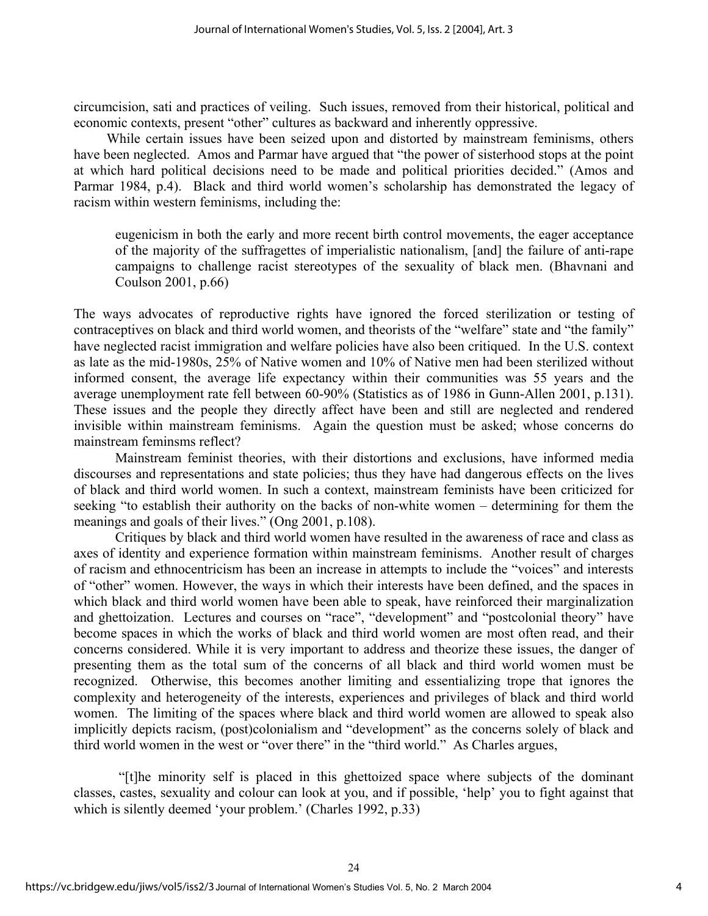circumcision, sati and practices of veiling. Such issues, removed from their historical, political and economic contexts, present "other" cultures as backward and inherently oppressive.

While certain issues have been seized upon and distorted by mainstream feminisms, others have been neglected. Amos and Parmar have argued that "the power of sisterhood stops at the point at which hard political decisions need to be made and political priorities decided." (Amos and Parmar 1984, p.4). Black and third world women's scholarship has demonstrated the legacy of racism within western feminisms, including the:

> eugenicism in both the early and more recent birth control movements, the eager acceptance of the majority of the suffragettes of imperialistic nationalism, [and] the failure of anti-rape campaigns to challenge racist stereotypes of the sexuality of black men. (Bhavnani and Coulson 2001, p.66)

The ways advocates of reproductive rights have ignored the forced sterilization or testing of contraceptives on black and third world women, and theorists of the "welfare" state and "the family" have neglected racist immigration and welfare policies have also been critiqued. In the U.S. context as late as the mid-1980s, 25% of Native women and 10% of Native men had been sterilized without informed consent, the average life expectancy within their communities was 55 years and the average unemployment rate fell between 60-90% (Statistics as of 1986 in Gunn-Allen 2001, p.131). These issues and the people they directly affect have been and still are neglected and rendered invisible within mainstream feminisms. Again the question must be asked; whose concerns do mainstream feminsms reflect?

Mainstream feminist theories, with their distortions and exclusions, have informed media discourses and representations and state policies; thus they have had dangerous effects on the lives of black and third world women. In such a context, mainstream feminists have been criticized for seeking "to establish their authority on the backs of non-white women – determining for them the meanings and goals of their lives." (Ong 2001, p.108).

Critiques by black and third world women have resulted in the awareness of race and class as axes of identity and experience formation within mainstream feminisms. Another result of charges of racism and ethnocentricism has been an increase in attempts to include the "voices" and interests of "other" women. However, the ways in which their interests have been defined, and the spaces in which black and third world women have been able to speak, have reinforced their marginalization and ghettoization. Lectures and courses on "race", "development" and "postcolonial theory" have become spaces in which the works of black and third world women are most often read, and their concerns considered. While it is very important to address and theorize these issues, the danger of presenting them as the total sum of the concerns of all black and third world women must be recognized. Otherwise, this becomes another limiting and essentializing trope that ignores the complexity and heterogeneity of the interests, experiences and privileges of black and third world women. The limiting of the spaces where black and third world women are allowed to speak also implicitly depicts racism, (post)colonialism and "development" as the concerns solely of black and third world women in the west or "over there" in the "third world." As Charles argues,

> "[t]he minority self is placed in this ghettoized space where subjects of the dominant classes, castes, sexuality and colour can look at you, and if possible, 'help' you to fight against that which is silently deemed 'your problem.' (Charles 1992, p.33)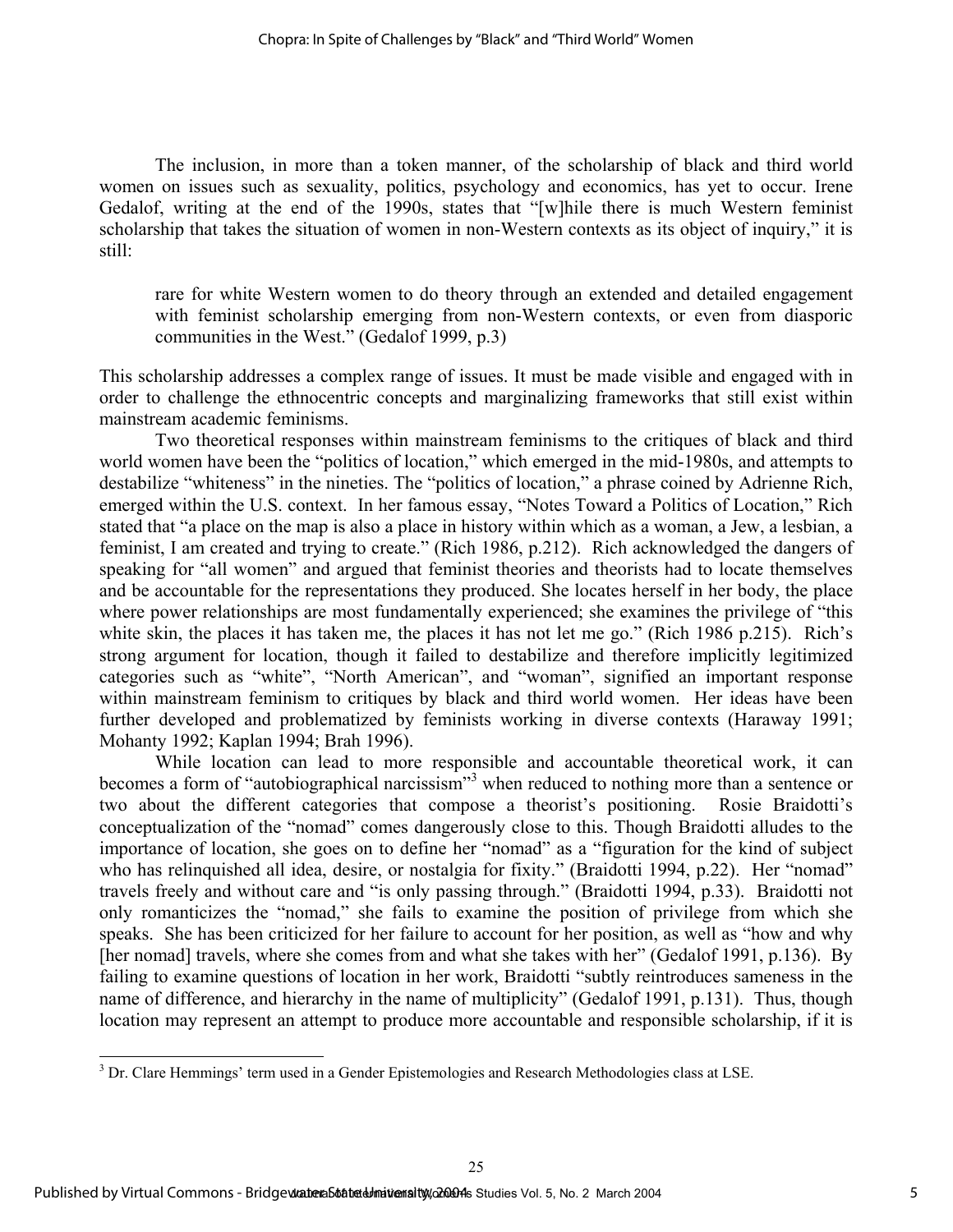The inclusion, in more than a token manner, of the scholarship of black and third world women on issues such as sexuality, politics, psychology and economics, has yet to occur. Irene Gedalof, writing at the end of the 1990s, states that "[w]hile there is much Western feminist scholarship that takes the situation of women in non-Western contexts as its object of inquiry," it is still:

> rare for white Western women to do theory through an extended and detailed engagement with feminist scholarship emerging from non-Western contexts, or even from diasporic communities in the West." (Gedalof 1999, p.3)

This scholarship addresses a complex range of issues. It must be made visible and engaged with in order to challenge the ethnocentric concepts and marginalizing frameworks that still exist within mainstream academic feminisms.

Two theoretical responses within mainstream feminisms to the critiques of black and third world women have been the "politics of location," which emerged in the mid-1980s, and attempts to destabilize "whiteness" in the nineties. The "politics of location," a phrase coined by Adrienne Rich, emerged within the U.S. context. In her famous essay, "Notes Toward a Politics of Location," Rich stated that "a place on the map is also a place in history within which as a woman, a Jew, a lesbian, a feminist, I am created and trying to create." (Rich 1986, p.212). Rich acknowledged the dangers of speaking for "all women" and argued that feminist theories and theorists had to locate themselves and be accountable for the representations they produced. She locates herself in her body, the place where power relationships are most fundamentally experienced; she examines the privilege of "this white skin, the places it has taken me, the places it has not let me go." (Rich 1986 p.215). Rich's strong argument for location, though it failed to destabilize and therefore implicitly legitimized categories such as "white", "North American", and "woman", signified an important response within mainstream feminism to critiques by black and third world women. Her ideas have been further developed and problematized by feminists working in diverse contexts (Haraway 1991; Mohanty 1992; Kaplan 1994; Brah 1996).

While location can lead to more responsible and accountable theoretical work, it can becomes a form of "autobiographical narcissism"[3] when reduced to nothing more than a sentence or two about the different categories that compose a theorist's positioning. Rosie Braidotti's conceptualization of the "nomad" comes dangerously close to this. Though Braidotti alludes to the importance of location, she goes on to define her "nomad" as a "figuration for the kind of subject who has relinquished all idea, desire, or nostalgia for fixity." (Braidotti 1994, p.22). Her "nomad" travels freely and without care and "is only passing through." (Braidotti 1994, p.33). Braidotti not only romanticizes the "nomad," she fails to examine the position of privilege from which she speaks. She has been criticized for her failure to account for her position, as well as "how and why [her nomad] travels, where she comes from and what she takes with her" (Gedalof 1991, p.136). By failing to examine questions of location in her work, Braidotti "subtly reintroduces sameness in the name of difference, and hierarchy in the name of multiplicity" (Gedalof 1991, p.131). Thus, though location may represent an attempt to produce more accountable and responsible scholarship, if it is

[3] Dr. Clare Hemmings' term used in a Gender Epistemologies and Research Methodologies class at LSE.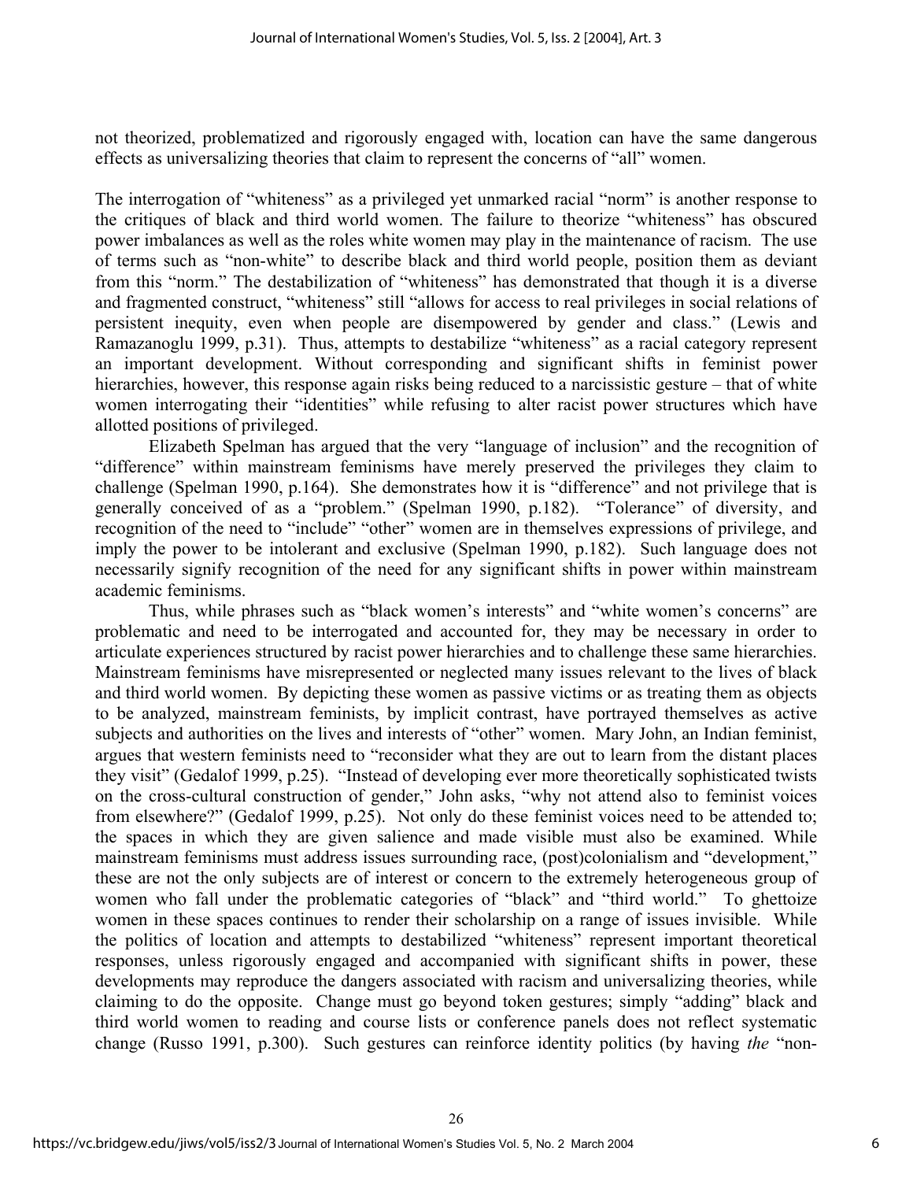not theorized, problematized and rigorously engaged with, location can have the same dangerous effects as universalizing theories that claim to represent the concerns of "all" women.

The interrogation of "whiteness" as a privileged yet unmarked racial "norm" is another response to the critiques of black and third world women. The failure to theorize "whiteness" has obscured power imbalances as well as the roles white women may play in the maintenance of racism. The use of terms such as "non-white" to describe black and third world people, position them as deviant from this "norm." The destabilization of "whiteness" has demonstrated that though it is a diverse and fragmented construct, "whiteness" still "allows for access to real privileges in social relations of persistent inequity, even when people are disempowered by gender and class." (Lewis and Ramazanoglu 1999, p.31). Thus, attempts to destabilize "whiteness" as a racial category represent an important development. Without corresponding and significant shifts in feminist power hierarchies, however, this response again risks being reduced to a narcissistic gesture – that of white women interrogating their "identities" while refusing to alter racist power structures which have allotted positions of privileged.

Elizabeth Spelman has argued that the very "language of inclusion" and the recognition of "difference" within mainstream feminisms have merely preserved the privileges they claim to challenge (Spelman 1990, p.164). She demonstrates how it is "difference" and not privilege that is generally conceived of as a "problem." (Spelman 1990, p.182). "Tolerance" of diversity, and recognition of the need to "include" "other" women are in themselves expressions of privilege, and imply the power to be intolerant and exclusive (Spelman 1990, p.182). Such language does not necessarily signify recognition of the need for any significant shifts in power within mainstream academic feminisms.

Thus, while phrases such as "black women's interests" and "white women's concerns" are problematic and need to be interrogated and accounted for, they may be necessary in order to articulate experiences structured by racist power hierarchies and to challenge these same hierarchies. Mainstream feminisms have misrepresented or neglected many issues relevant to the lives of black and third world women. By depicting these women as passive victims or as treating them as objects to be analyzed, mainstream feminists, by implicit contrast, have portrayed themselves as active subjects and authorities on the lives and interests of "other" women. Mary John, an Indian feminist, argues that western feminists need to "reconsider what they are out to learn from the distant places they visit" (Gedalof 1999, p.25). "Instead of developing ever more theoretically sophisticated twists on the cross-cultural construction of gender," John asks, "why not attend also to feminist voices from elsewhere?" (Gedalof 1999, p.25). Not only do these feminist voices need to be attended to; the spaces in which they are given salience and made visible must also be examined. While mainstream feminisms must address issues surrounding race, (post)colonialism and "development," these are not the only subjects are of interest or concern to the extremely heterogeneous group of women who fall under the problematic categories of "black" and "third world." To ghettoize women in these spaces continues to render their scholarship on a range of issues invisible. While the politics of location and attempts to destabilized "whiteness" represent important theoretical responses, unless rigorously engaged and accompanied with significant shifts in power, these developments may reproduce the dangers associated with racism and universalizing theories, while claiming to do the opposite. Change must go beyond token gestures; simply "adding" black and third world women to reading and course lists or conference panels does not reflect systematic change (Russo 1991, p.300). Such gestures can reinforce identity politics (by having *the* "non-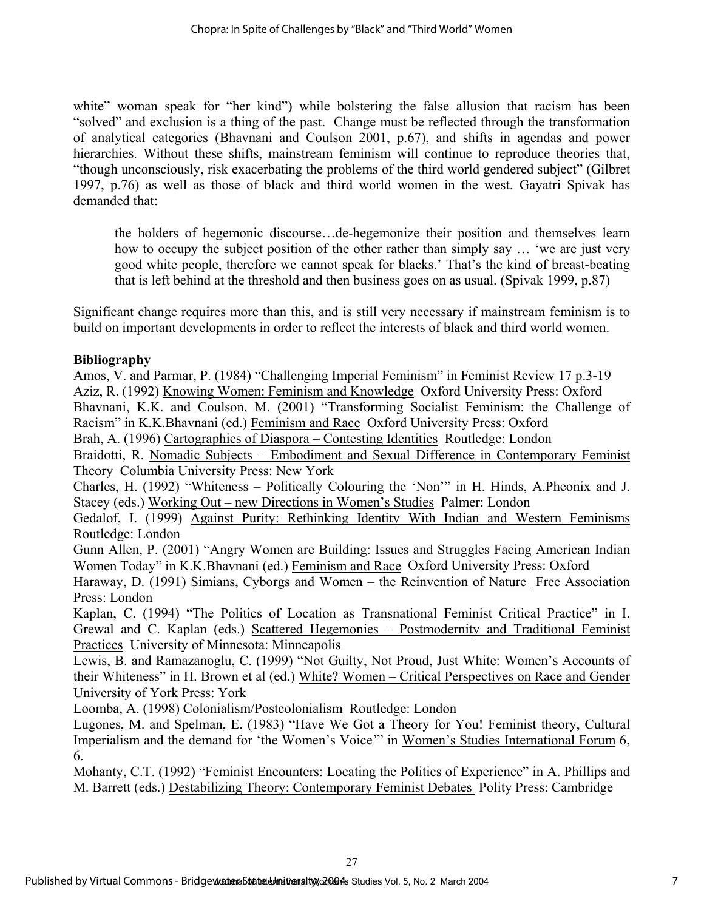white" woman speak for "her kind") while bolstering the false allusion that racism has been "solved" and exclusion is a thing of the past. Change must be reflected through the transformation of analytical categories (Bhavnani and Coulson 2001, p.67), and shifts in agendas and power hierarchies. Without these shifts, mainstream feminism will continue to reproduce theories that, "though unconsciously, risk exacerbating the problems of the third world gendered subject" (Gilbret 1997, p.76) as well as those of black and third world women in the west. Gayatri Spivak has demanded that:

> the holders of hegemonic discourse…de-hegemonize their position and themselves learn how to occupy the subject position of the other rather than simply say … 'we are just very good white people, therefore we cannot speak for blacks.' That's the kind of breast-beating that is left behind at the threshold and then business goes on as usual. (Spivak 1999, p.87)

Significant change requires more than this, and is still very necessary if mainstream feminism is to build on important developments in order to reflect the interests of black and third world women.

**Bibliography**

Amos, V. and Parmar, P. (1984) "Challenging Imperial Feminism" in Feminist Review 17 p.3-19

Aziz, R. (1992) Knowing Women: Feminism and Knowledge Oxford University Press: Oxford

Bhavnani, K.K. and Coulson, M. (2001) "Transforming Socialist Feminism: the Challenge of Racism" in K.K.Bhavnani (ed.) Feminism and Race Oxford University Press: Oxford

Brah, A. (1996) Cartographies of Diaspora – Contesting Identities Routledge: London

Braidotti, R. Nomadic Subjects – Embodiment and Sexual Difference in Contemporary Feminist Theory Columbia University Press: New York

Charles, H. (1992) "Whiteness – Politically Colouring the 'Non'" in H. Hinds, A.Pheonix and J. Stacey (eds.) Working Out – new Directions in Women's Studies Palmer: London

Gedalof, I. (1999) Against Purity: Rethinking Identity With Indian and Western Feminisms Routledge: London

Gunn Allen, P. (2001) "Angry Women are Building: Issues and Struggles Facing American Indian Women Today" in K.K.Bhavnani (ed.) Feminism and Race Oxford University Press: Oxford

Haraway, D. (1991) Simians, Cyborgs and Women – the Reinvention of Nature Free Association Press: London

Kaplan, C. (1994) "The Politics of Location as Transnational Feminist Critical Practice" in I. Grewal and C. Kaplan (eds.) Scattered Hegemonies – Postmodernity and Traditional Feminist Practices University of Minnesota: Minneapolis

Lewis, B. and Ramazanoglu, C. (1999) "Not Guilty, Not Proud, Just White: Women's Accounts of their Whiteness" in H. Brown et al (ed.) White? Women – Critical Perspectives on Race and Gender University of York Press: York

Loomba, A. (1998) Colonialism/Postcolonialism Routledge: London

Lugones, M. and Spelman, E. (1983) "Have We Got a Theory for You! Feminist theory, Cultural Imperialism and the demand for 'the Women's Voice'" in Women's Studies International Forum 6, 6.

Mohanty, C.T. (1992) "Feminist Encounters: Locating the Politics of Experience" in A. Phillips and M. Barrett (eds.) Destabilizing Theory: Contemporary Feminist Debates Polity Press: Cambridge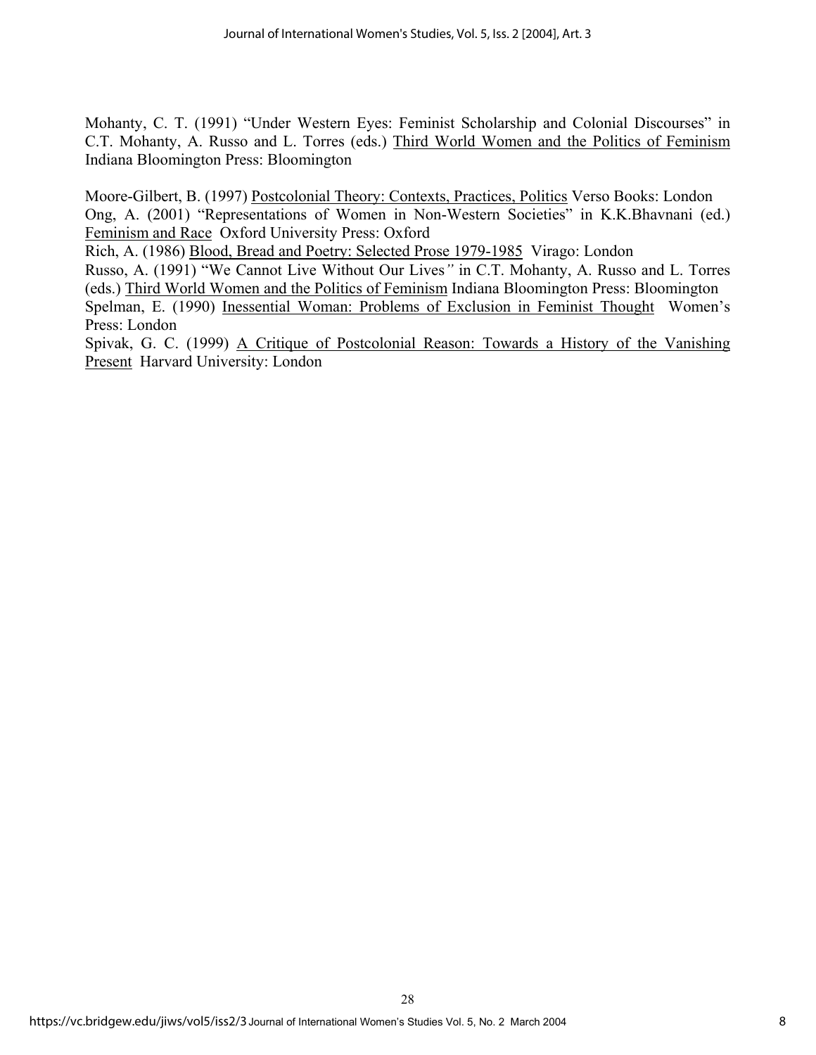Mohanty, C. T. (1991) “Under Western Eyes: Feminist Scholarship and Colonial Discourses” in C.T. Mohanty, A. Russo and L. Torres (eds.) Third World Women and the Politics of Feminism Indiana Bloomington Press: Bloomington

Moore-Gilbert, B. (1997) Postcolonial Theory: Contexts, Practices, Politics Verso Books: London

Ong, A. (2001) “Representations of Women in Non-Western Societies” in K.K.Bhavnani (ed.) Feminism and Race Oxford University Press: Oxford

Rich, A. (1986) Blood, Bread and Poetry: Selected Prose 1979-1985 Virago: London

Russo, A. (1991) “We Cannot Live Without Our Lives” in C.T. Mohanty, A. Russo and L. Torres (eds.) Third World Women and the Politics of Feminism Indiana Bloomington Press: Bloomington

Spelman, E. (1990) Inessential Woman: Problems of Exclusion in Feminist Thought Women’s Press: London

Spivak, G. C. (1999) A Critique of Postcolonial Reason: Towards a History of the Vanishing Present Harvard University: London